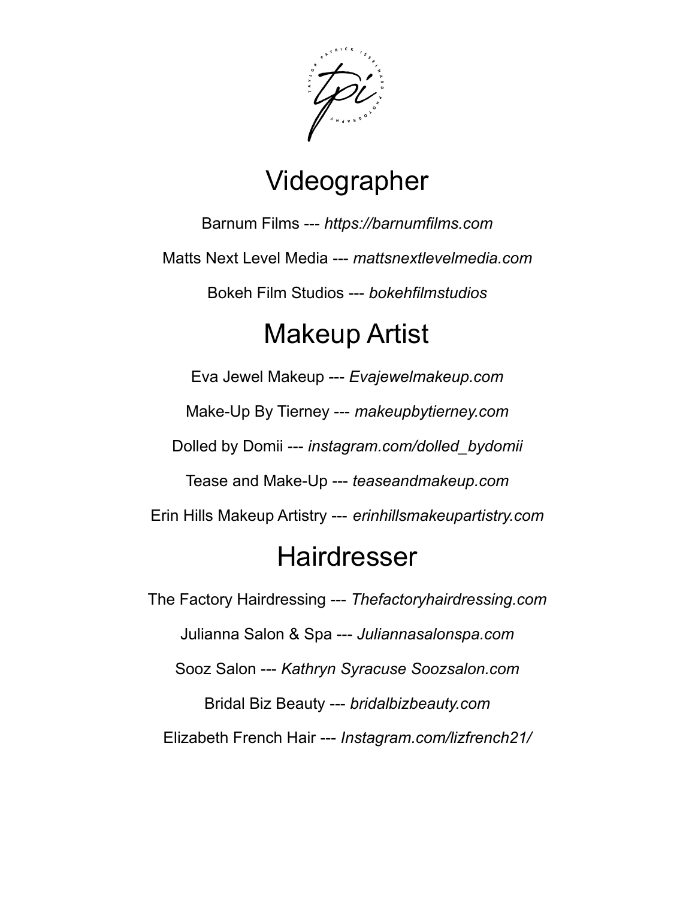# Videographer

Barnum Films --- *https://barnumfilms.com*

Matts Next Level Media --- *mattsnextlevelmedia.com*

Bokeh Film Studios --- *bokehfilmstudios*

# Makeup Artist

Eva Jewel Makeup --- *Evajewelmakeup.com*

Make-Up By Tierney --- *makeupbytierney.com*

Dolled by Domii --- *instagram.com/dolled_bydomii*

Tease and Make-Up --- *teaseandmakeup.com*

Erin Hills Makeup Artistry --- *erinhillsmakeupartistry.com*

# Hairdresser

The Factory Hairdressing --- *Thefactoryhairdressing.com*

Julianna Salon & Spa --- *Juliannasalonspa.com*

Sooz Salon --- *Kathryn Syracuse Soozsalon.com*

Bridal Biz Beauty --- *bridalbizbeauty.com*

Elizabeth French Hair --- *Instagram.com/lizfrench21/*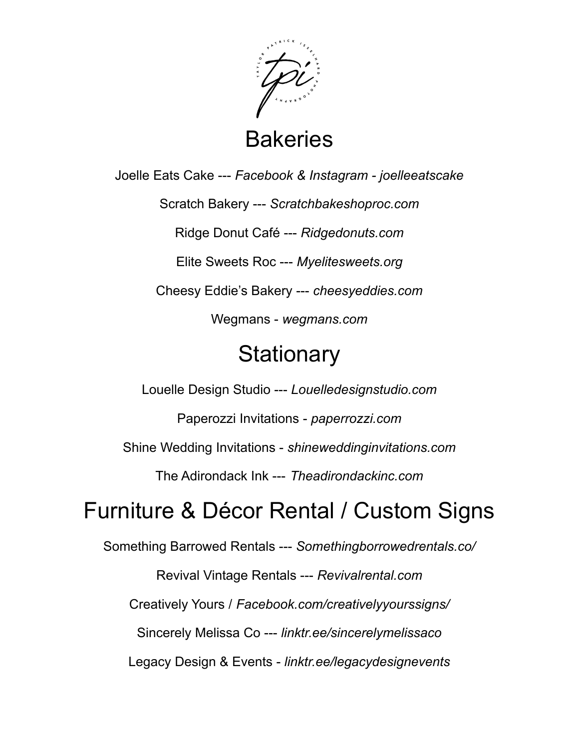# Bakeries

Joelle Eats Cake --- *Facebook & Instagram - joelleeatscake*

Scratch Bakery --- *Scratchbakeshoproc.com*

Ridge Donut Café --- *Ridgedonuts.com*

Elite Sweets Roc --- *Myelitesweets.org*

Cheesy Eddie's Bakery --- *cheesyeddies.com*

Wegmans - *wegmans.com*

# Stationary

Louelle Design Studio --- *Louelledesignstudio.com*

Paperozzi Invitations - *paperrozzi.com*

Shine Wedding Invitations - *shineweddinginvitations.com*

The Adirondack Ink --- *Theadirondackinc.com*

# Furniture & Décor Rental / Custom Signs

Something Barrowed Rentals --- *Somethingborrowedrentals.co/*

Revival Vintage Rentals --- *Revivalrental.com*

Creatively Yours / *Facebook.com/creativelyyourssigns/*

Sincerely Melissa Co --- *linktr.ee/sincerelymelissaco*

Legacy Design & Events - *linktr.ee/legacydesignevents*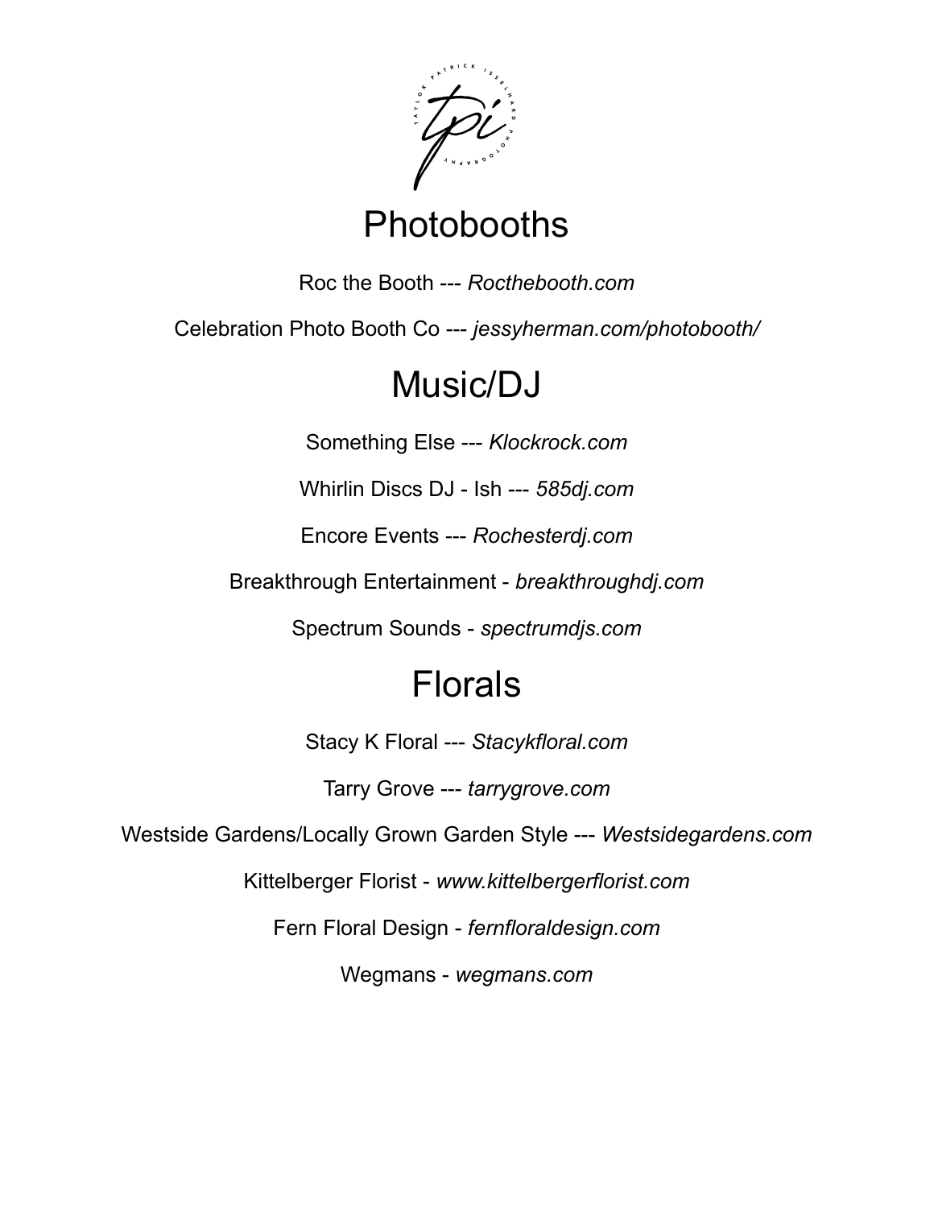# Photobooths

Roc the Booth --- *Rocthebooth.com*

Celebration Photo Booth Co --- *jessyherman.com/photobooth/*

# Music/DJ

Something Else --- *Klockrock.com*

Whirlin Discs DJ - Ish --- *585dj.com*

Encore Events --- *Rochesterdj.com*

Breakthrough Entertainment - *breakthroughdj.com*

Spectrum Sounds - *spectrumdjs.com*

# Florals

Stacy K Floral --- *Stacykfloral.com*

Tarry Grove --- *tarrygrove.com*

Westside Gardens/Locally Grown Garden Style --- *Westsidegardens.com*

Kittelberger Florist - *www.kittelbergerflorist.com*

Fern Floral Design - *fernfloraldesign.com*

Wegmans - *wegmans.com*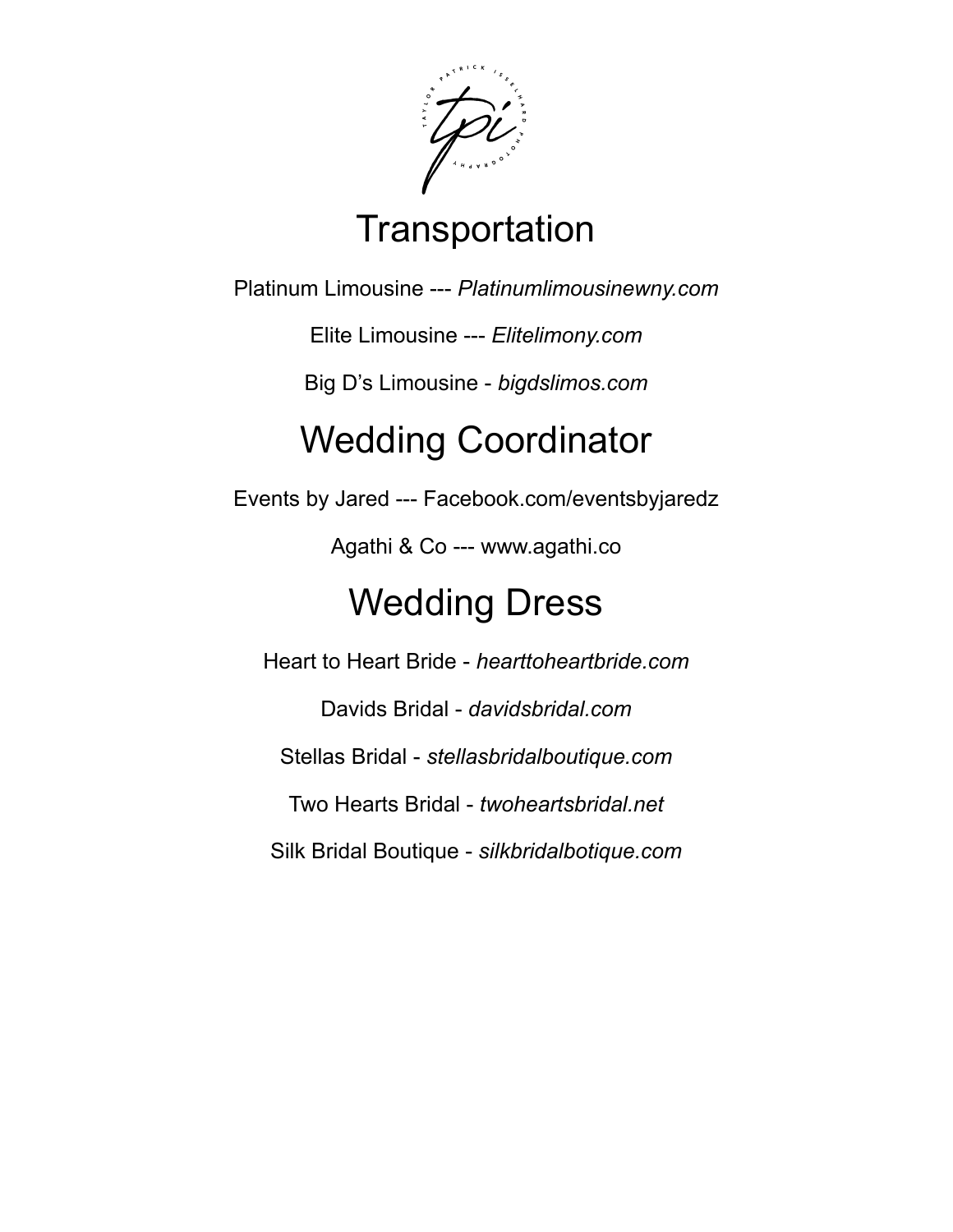# Transportation

Platinum Limousine --- *Platinumlimousinewny.com*

Elite Limousine --- *Elitelimony.com*

Big D's Limousine - *bigdslimos.com*

# Wedding Coordinator

Events by Jared --- Facebook.com/eventsbyjaredz

Agathi & Co --- www.agathi.co

# Wedding Dress

Heart to Heart Bride - *hearttoheartbride.com*

Davids Bridal - *davidsbridal.com*

Stellas Bridal - *stellasbridalboutique.com*

Two Hearts Bridal - *twoheartsbridal.net*

Silk Bridal Boutique - *silkbridalbotique.com*